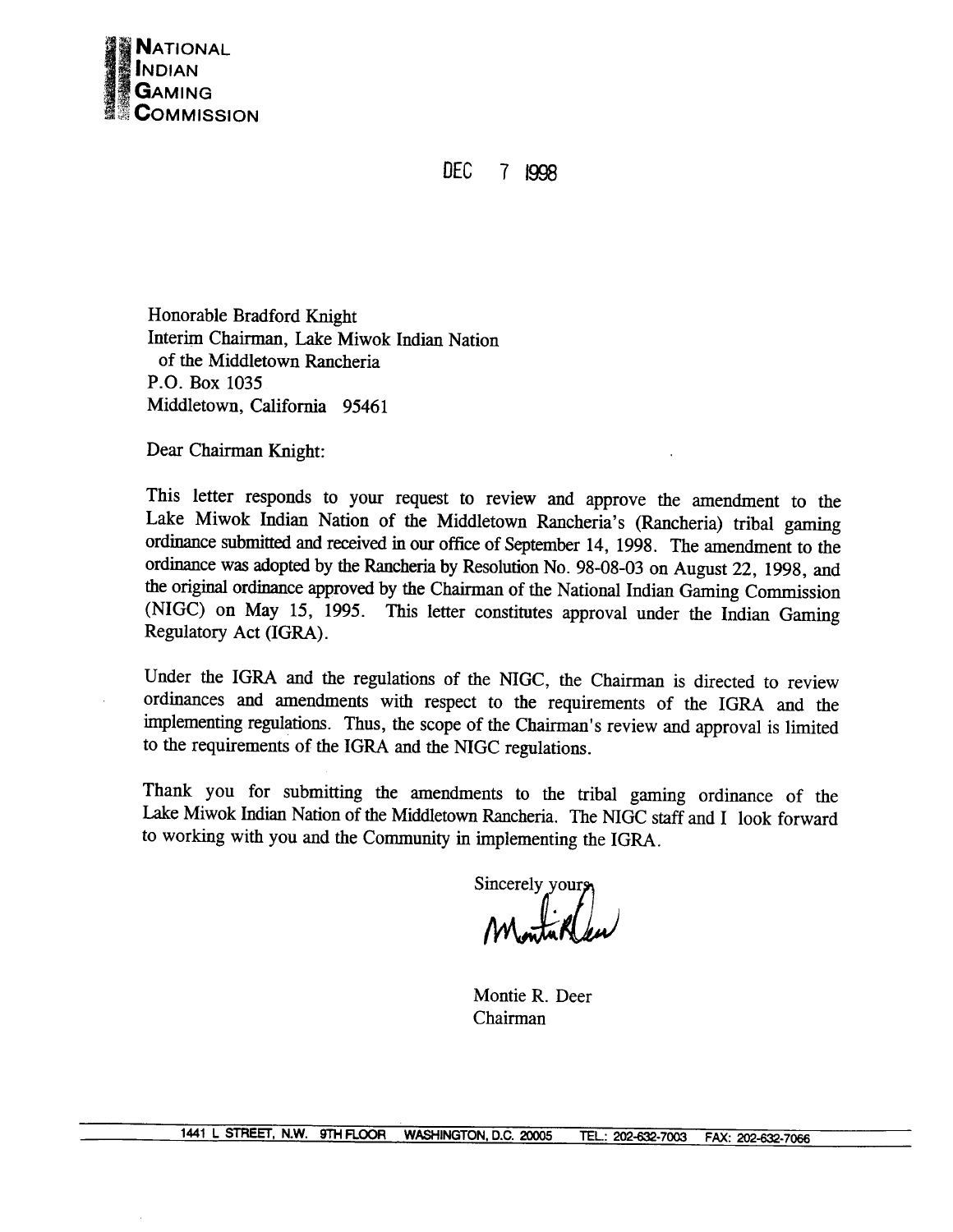**NATIONAL INDIAN GAMING COMMISSION**

DEC 7 1998

Honorable Bradford Knight
Interim Chairman, Lake Miwok Indian Nation
of the Middletown Rancheria
P.O. Box 1035
Middletown, California 95461

Dear Chairman Knight:

This letter responds to your request to review and approve the amendment to the Lake Miwok Indian Nation of the Middletown Rancheria's (Rancheria) tribal gaming ordinance submitted and received in our office of September 14, 1998. The amendment to the ordinance was adopted by the Rancheria by Resolution No. 98-08-03 on August 22, 1998, and the original ordinance approved by the Chairman of the National Indian Gaming Commission (NIGC) on May 15, 1995. This letter constitutes approval under the Indian Gaming Regulatory Act (IGRA).

Under the IGRA and the regulations of the NIGC, the Chairman is directed to review ordinances and amendments with respect to the requirements of the IGRA and the implementing regulations. Thus, the scope of the Chairman's review and approval is limited to the requirements of the IGRA and the NIGC regulations.

Thank you for submitting the amendments to the tribal gaming ordinance of the Lake Miwok Indian Nation of the Middletown Rancheria. The NIGC staff and I look forward to working with you and the Community in implementing the IGRA.

Sincerely yours,

Montie R. Deer
Chairman

1441 L STREET, N.W. 9TH FLOOR WASHINGTON, D.C. 20005 TEL.: 202-632-7003 FAX: 202-632-7066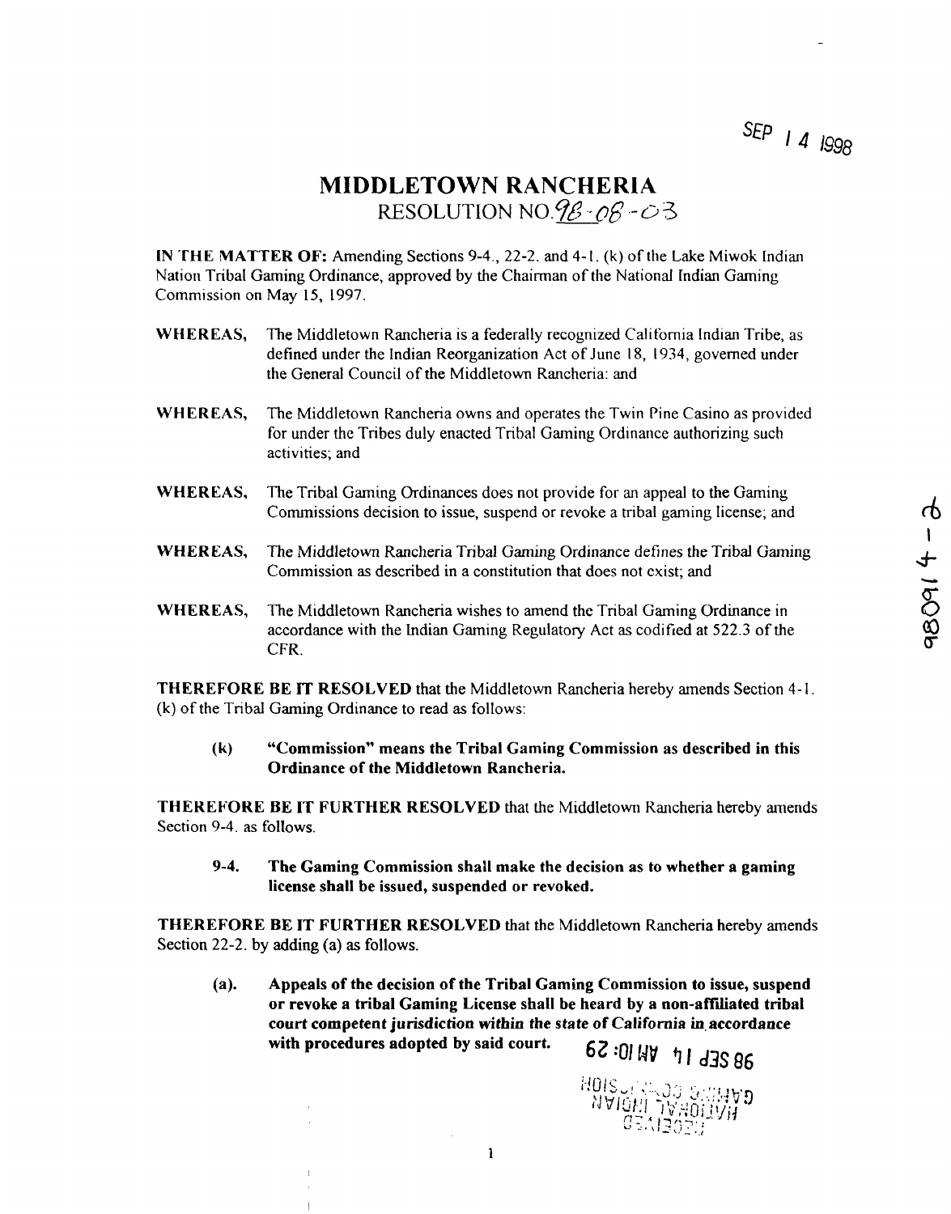SEP 14 1998

# MIDDLETOWN RANCHERIA

RESOLUTION NO. 98-08-03

**IN THE MATTER OF:** Amending Sections 9-4., 22-2. and 4-1. (k) of the Lake Miwok Indian Nation Tribal Gaming Ordinance, approved by the Chairman of the National Indian Gaming Commission on May 15, 1997.

**WHEREAS,** The Middletown Rancheria is a federally recognized California Indian Tribe, as defined under the Indian Reorganization Act of June 18, 1934, governed under the General Council of the Middletown Rancheria: and

**WHEREAS,** The Middletown Rancheria owns and operates the Twin Pine Casino as provided for under the Tribes duly enacted Tribal Gaming Ordinance authorizing such activities; and

**WHEREAS,** The Tribal Gaming Ordinances does not provide for an appeal to the Gaming Commissions decision to issue, suspend or revoke a tribal gaming license; and

**WHEREAS,** The Middletown Rancheria Tribal Gaming Ordinance defines the Tribal Gaming Commission as described in a constitution that does not exist; and

**WHEREAS,** The Middletown Rancheria wishes to amend the Tribal Gaming Ordinance in accordance with the Indian Gaming Regulatory Act as codified at 522.3 of the CFR.

**THEREFORE BE IT RESOLVED** that the Middletown Rancheria hereby amends Section 4-1. (k) of the Tribal Gaming Ordinance to read as follows:

> **(k) "Commission" means the Tribal Gaming Commission as described in this Ordinance of the Middletown Rancheria.**

**THEREFORE BE IT FURTHER RESOLVED** that the Middletown Rancheria hereby amends Section 9-4. as follows.

> **9-4. The Gaming Commission shall make the decision as to whether a gaming license shall be issued, suspended or revoked.**

**THEREFORE BE IT FURTHER RESOLVED** that the Middletown Rancheria hereby amends Section 22-2. by adding (a) as follows.

> **(a). Appeals of the decision of the Tribal Gaming Commission to issue, suspend or revoke a tribal Gaming License shall be heard by a non-affiliated tribal court competent *jurisdiction within the state of California* in accordance with procedures adopted by said court.**

98 SEP 14 AM 10:29

NATIONAL INDIAN GAMING COMMISSION RECEIVED

98014-1698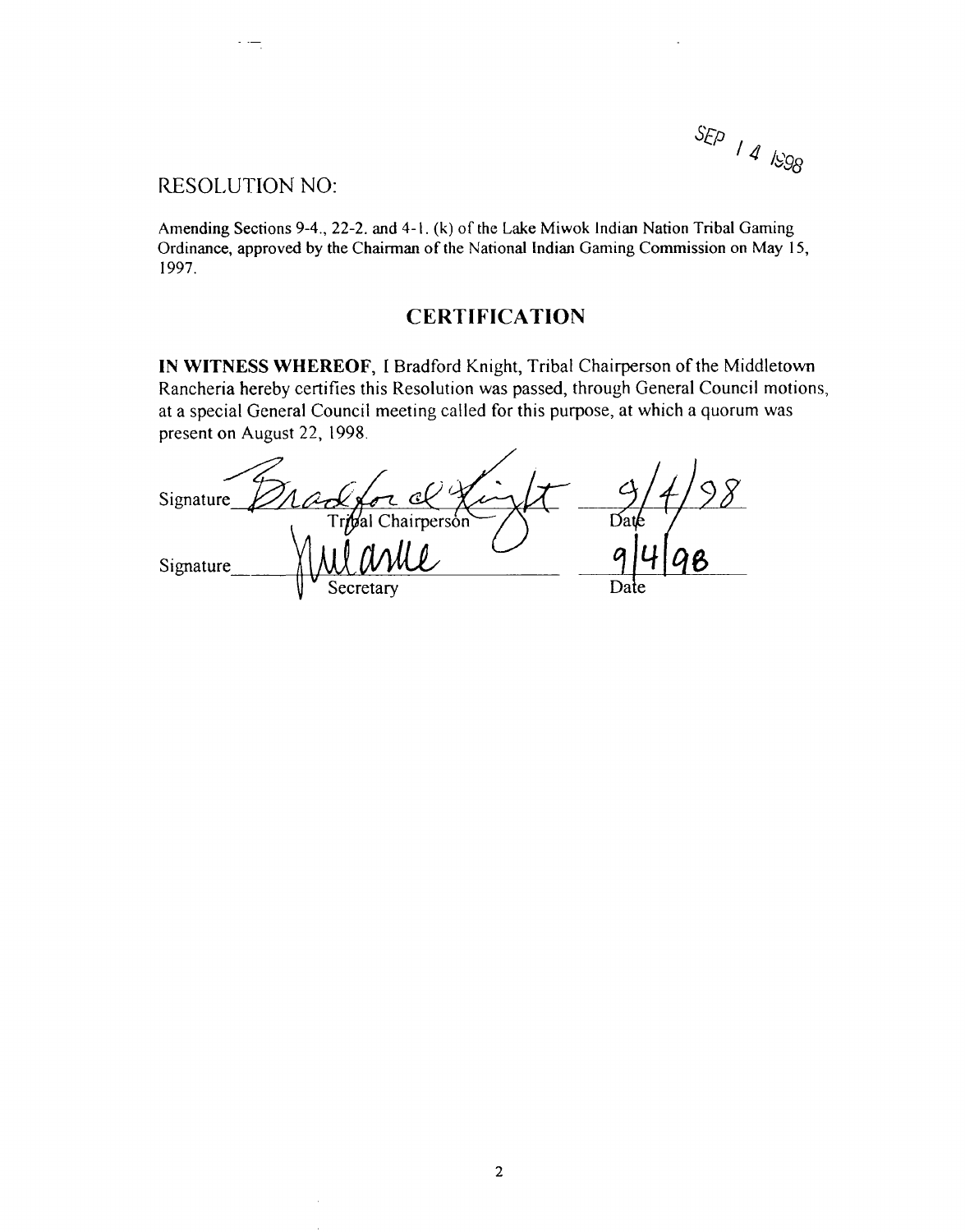SEP 14 1998

RESOLUTION NO:

Amending Sections 9-4., 22-2. and 4-1. (k) of the Lake Miwok Indian Nation Tribal Gaming Ordinance, approved by the Chairman of the National Indian Gaming Commission on May 15, 1997.

## CERTIFICATION

**IN WITNESS WHEREOF**, I Bradford Knight, Tribal Chairperson of the Middletown Rancheria hereby certifies this Resolution was passed, through General Council motions, at a special General Council meeting called for this purpose, at which a quorum was present on August 22, 1998.

Signature Bradford Knight 9/4/98
Tribal Chairperson Date

Signature 9/4/98
Secretary Date